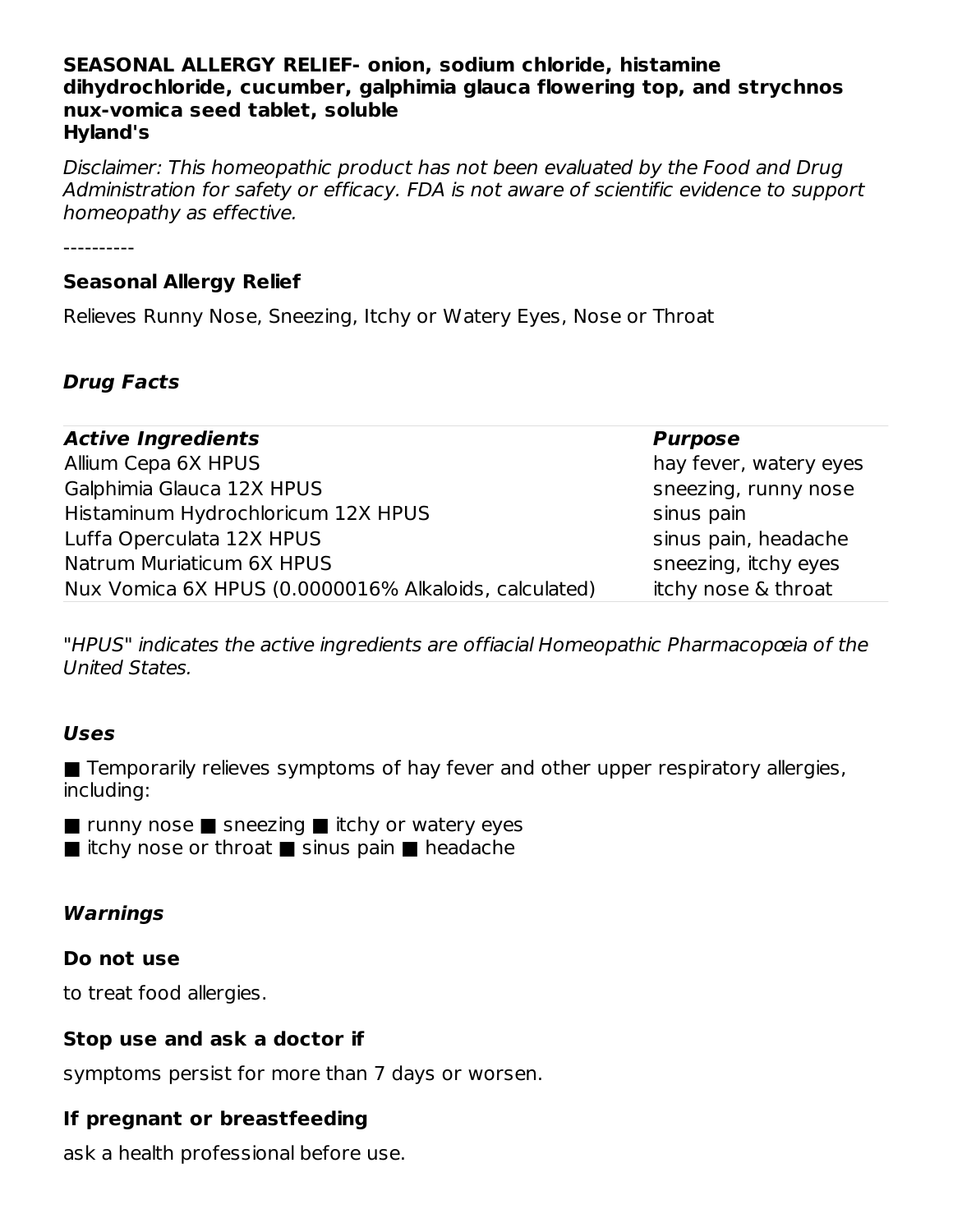**SEASONAL ALLERGY RELIEF- onion, sodium chloride, histamine dihydrochloride, cucumber, galphimia glauca flowering top, and strychnos nux-vomica seed tablet, soluble**
**Hyland's**

*Disclaimer: This homeopathic product has not been evaluated by the Food and Drug Administration for safety or efficacy. FDA is not aware of scientific evidence to support homeopathy as effective.*

----------

### Seasonal Allergy Relief

Relieves Runny Nose, Sneezing, Itchy or Watery Eyes, Nose or Throat

### *Drug Facts*

| *Active Ingredients* | *Purpose* |
|---|---|
| Allium Cepa 6X HPUS | hay fever, watery eyes |
| Galphimia Glauca 12X HPUS | sneezing, runny nose |
| Histaminum Hydrochloricum 12X HPUS | sinus pain |
| Luffa Operculata 12X HPUS | sinus pain, headache |
| Natrum Muriaticum 6X HPUS | sneezing, itchy eyes |
| Nux Vomica 6X HPUS (0.0000016% Alkaloids, calculated) | itchy nose & throat |

*"HPUS" indicates the active ingredients are offiacial Homeopathic Pharmacopœia of the United States.*

### *Uses*

■ Temporarily relieves symptoms of hay fever and other upper respiratory allergies, including:

■ runny nose ■ sneezing ■ itchy or watery eyes
■ itchy nose or throat ■ sinus pain ■ headache

### *Warnings*

### Do not use

to treat food allergies.

### Stop use and ask a doctor if

symptoms persist for more than 7 days or worsen.

### If pregnant or breastfeeding

ask a health professional before use.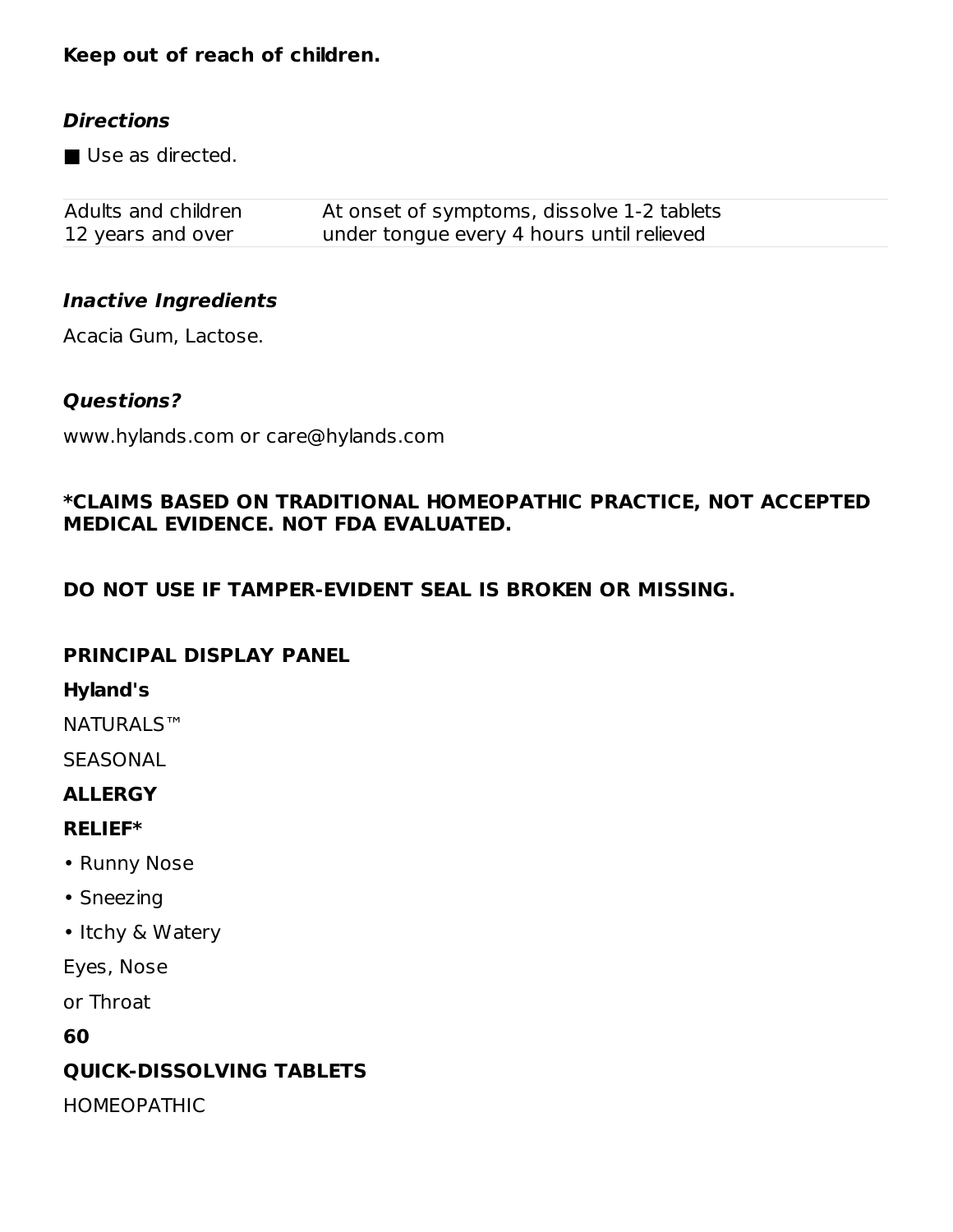**Keep out of reach of children.**

***Directions***

■ Use as directed.

| | |
|---|---|
| Adults and children 12 years and over | At onset of symptoms, dissolve 1-2 tablets under tongue every 4 hours until relieved |

***Inactive Ingredients***

Acacia Gum, Lactose.

***Questions?***

www.hylands.com or care@hylands.com

**\*CLAIMS BASED ON TRADITIONAL HOMEOPATHIC PRACTICE, NOT ACCEPTED MEDICAL EVIDENCE. NOT FDA EVALUATED.**

**DO NOT USE IF TAMPER-EVIDENT SEAL IS BROKEN OR MISSING.**

**PRINCIPAL DISPLAY PANEL**

**Hyland's**

NATURALS™

SEASONAL

**ALLERGY**

**RELIEF\***

- Runny Nose
- Sneezing
- Itchy & Watery

Eyes, Nose

or Throat

**60**

**QUICK-DISSOLVING TABLETS**

HOMEOPATHIC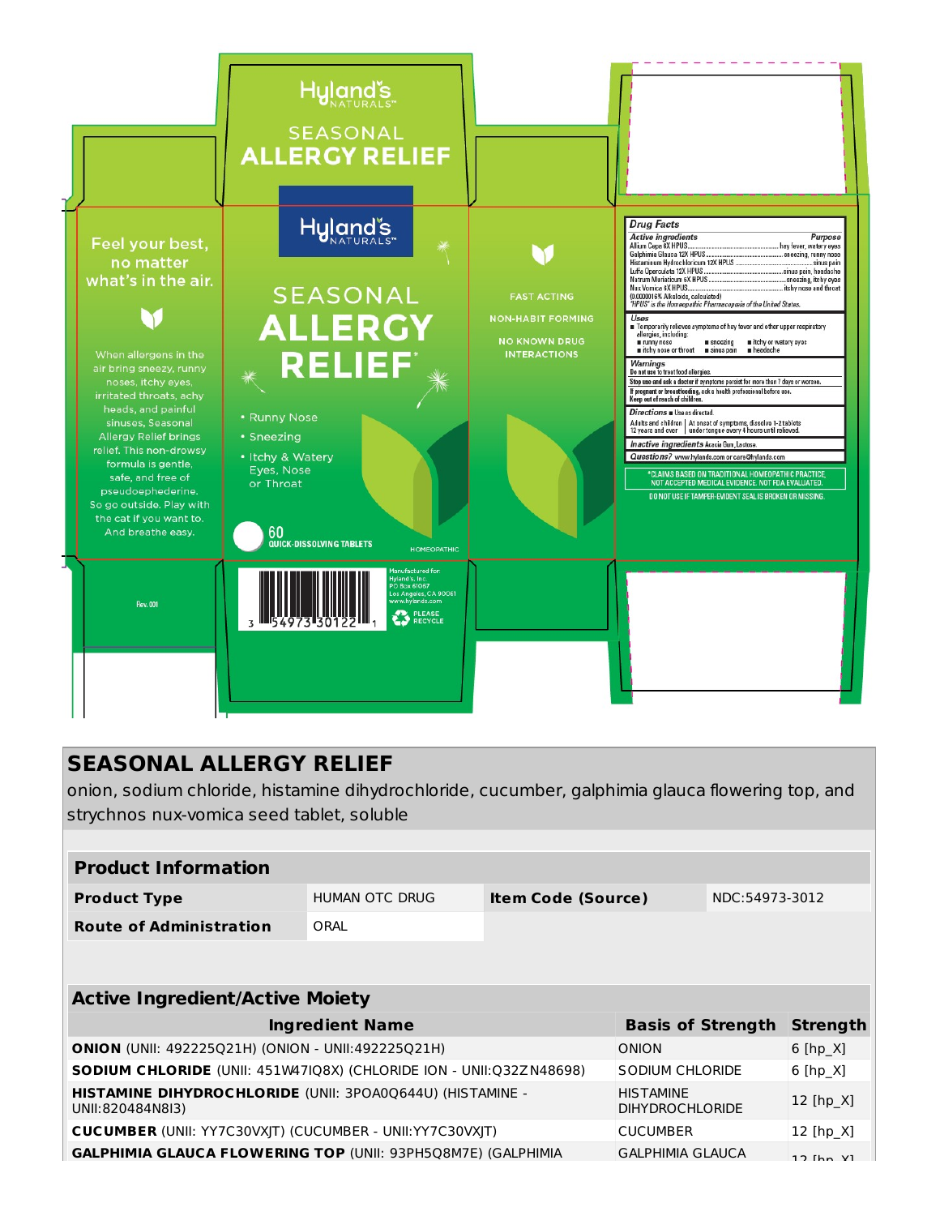Hyland's NATURALS™

SEASONAL ALLERGY RELIEF

Feel your best, no matter what's in the air.

When allergens in the air bring sneezy, runny noses, itchy eyes, irritated throats, achy heads, and painful sinuses, Seasonal Allergy Relief brings relief. This non-drowsy formula is gentle, safe, and free of pseudoephederine. So go outside. Play with the cat if you want to. And breathe easy.

Rev. 001

Hyland's NATURALS™

SEASONAL ALLERGY RELIEF*

- Runny Nose
- Sneezing
- Itchy & Watery Eyes, Nose or Throat

60 QUICK-DISSOLVING TABLETS

HOMEOPATHIC

3 54973 30122 1

Manufactured for: Hyland's, Inc. PO Box 61067 Los Angeles, CA 90061 www.hylands.com

PLEASE RECYCLE

FAST ACTING

NON-HABIT FORMING

NO KNOWN DRUG INTERACTIONS

**Drug Facts**

| Active ingredients | Purpose |
|---|---|
| Allium Cepa 6X HPUS | hay fever, watery eyes |
| Galphimia Glauca 12X HPUS | sneezing, runny nose |
| Histaminum Hydrochloricum 12X HPUS | sinus pain |
| Luffa Operculata 12X HPUS | sinus pain, headache |
| Natrum Muriaticum 6X HPUS | sneezing, itchy eyes |
| Nux Vomica 6X HPUS | itchy nose and throat |

(0.0000016% Alkaloids, calculated)
"HPUS" is the Homeopathic Pharmacopeia of the United States.

**Uses**
- Temporarily relieves symptoms of hay fever and other upper respiratory allergies, including:
  - runny nose
  - sneezing
  - itchy or watery eyes
  - itchy nose or throat
  - sinus pain
  - headache

**Warnings**
Do not use to treat food allergies.
Stop use and ask a doctor if symptoms persist for more than 7 days or worsen.
If pregnant or breastfeeding, ask a health professional before use.
Keep out of reach of children.

**Directions** ■ Use as directed.

| | |
|---|---|
| Adults and children 12 years and over | At onset of symptoms, dissolve 1-2 tablets under tongue every 4 hours until relieved. |

**Inactive ingredients** Acacia Gum, Lactose.

**Questions?** www.hylands.com or care@hylands.com

*CLAIMS BASED ON TRADITIONAL HOMEOPATHIC PRACTICE, NOT ACCEPTED MEDICAL EVIDENCE. NOT FDA EVALUATED.

DO NOT USE IF TAMPER-EVIDENT SEAL IS BROKEN OR MISSING.

## SEASONAL ALLERGY RELIEF

onion, sodium chloride, histamine dihydrochloride, cucumber, galphimia glauca flowering top, and strychnos nux-vomica seed tablet, soluble

| Product Information | | | |
|---|---|---|---|
| **Product Type** | HUMAN OTC DRUG | **Item Code (Source)** | NDC:54973-3012 |
| **Route of Administration** | ORAL | | |

| Active Ingredient/Active Moiety | | |
|---|---|---|
| **Ingredient Name** | **Basis of Strength** | **Strength** |
| **ONION** (UNII: 492225Q21H) (ONION - UNII:492225Q21H) | ONION | 6 [hp_X] |
| **SODIUM CHLORIDE** (UNII: 451W47IQ8X) (CHLORIDE ION - UNII:Q32ZN48698) | SODIUM CHLORIDE | 6 [hp_X] |
| **HISTAMINE DIHYDROCHLORIDE** (UNII: 3POA0Q644U) (HISTAMINE - UNII:820484N8I3) | HISTAMINE DIHYDROCHLORIDE | 12 [hp_X] |
| **CUCUMBER** (UNII: YY7C30VXJT) (CUCUMBER - UNII:YY7C30VXJT) | CUCUMBER | 12 [hp_X] |
| **GALPHIMIA GLAUCA FLOWERING TOP** (UNII: 93PH5Q8M7E) (GALPHIMIA | GALPHIMIA GLAUCA | 12 [hp_X] |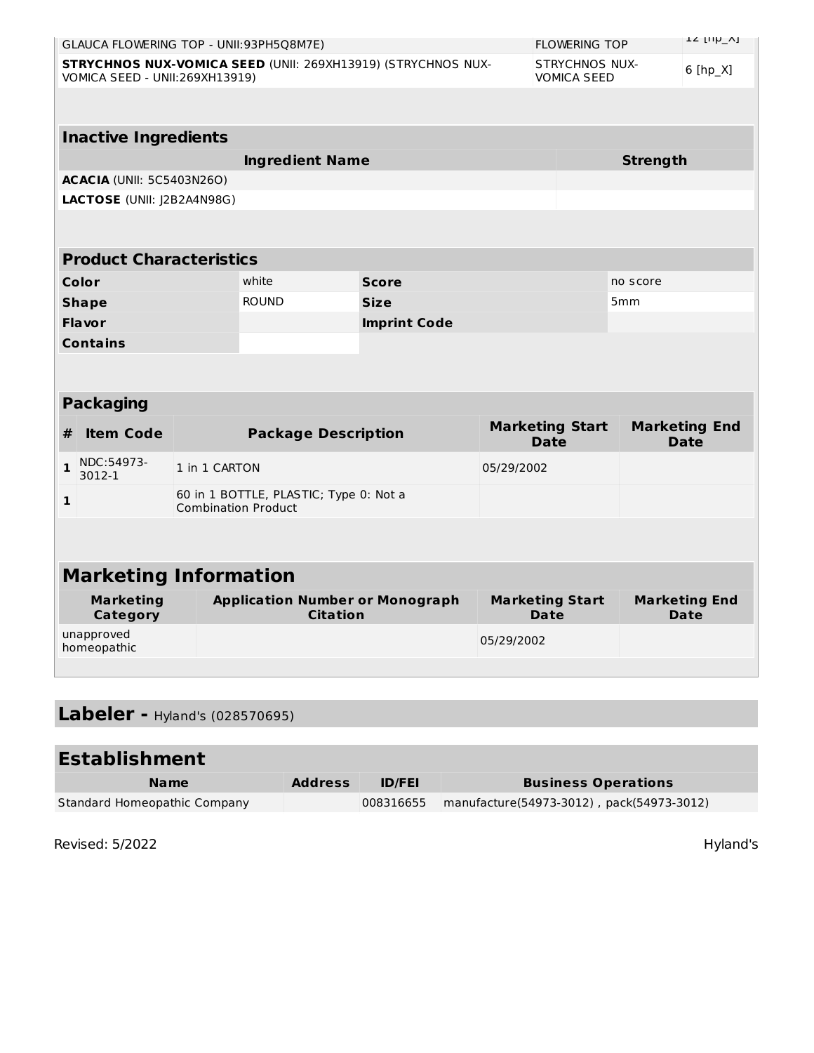| | | |
|---|---|---|
| GLAUCA FLOWERING TOP - UNII:93PH5Q8M7E) | FLOWERING TOP | 12 [hp_X] |
| **STRYCHNOS NUX-VOMICA SEED** (UNII: 269XH13919) (STRYCHNOS NUX-VOMICA SEED - UNII:269XH13919) | STRYCHNOS NUX-VOMICA SEED | 6 [hp_X] |

## Inactive Ingredients

| Ingredient Name | Strength |
|---|---|
| **ACACIA** (UNII: 5C5403N26O) | |
| **LACTOSE** (UNII: J2B2A4N98G) | |

## Product Characteristics

| | | | |
|---|---|---|---|
| **Color** | white | **Score** | no score |
| **Shape** | ROUND | **Size** | 5mm |
| **Flavor** | | **Imprint Code** | |
| **Contains** | | | |

## Packaging

| # | Item Code | Package Description | Marketing Start Date | Marketing End Date |
|---|---|---|---|---|
| 1 | NDC:54973-3012-1 | 1 in 1 CARTON | 05/29/2002 | |
| 1 | | 60 in 1 BOTTLE, PLASTIC; Type 0: Not a Combination Product | | |

## Marketing Information

| Marketing Category | Application Number or Monograph Citation | Marketing Start Date | Marketing End Date |
|---|---|---|---|
| unapproved homeopathic | | 05/29/2002 | |

## Labeler - Hyland's (028570695)

## Establishment

| Name | Address | ID/FEI | Business Operations |
|---|---|---|---|
| Standard Homeopathic Company | | 008316655 | manufacture(54973-3012) , pack(54973-3012) |

Revised: 5/2022

Hyland's